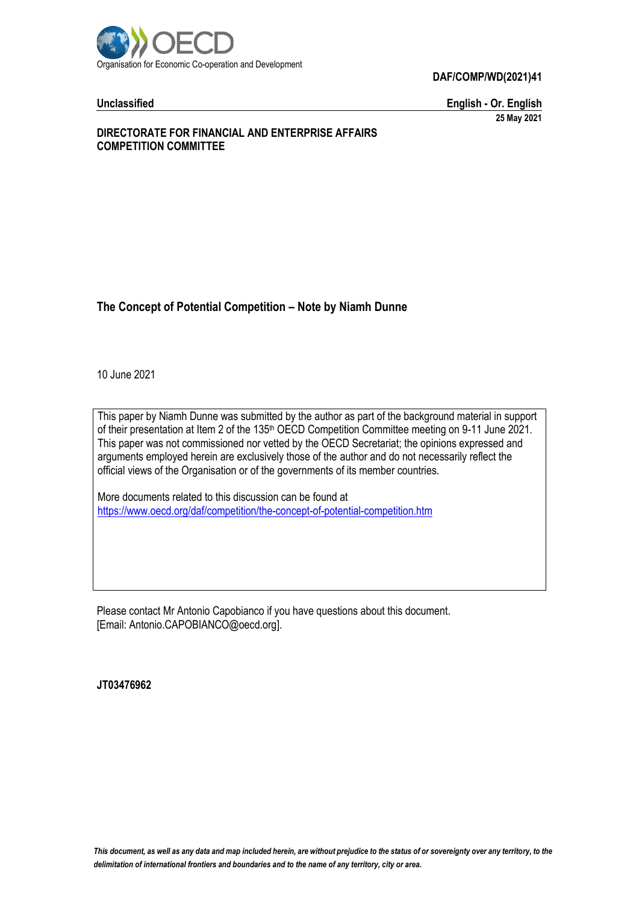Organisation for Economic Co-operation and Development

**DAF/COMP/WD(2021)41**

**Unclassified** **English - Or. English**

**25 May 2021**

**DIRECTORATE FOR FINANCIAL AND ENTERPRISE AFFAIRS**
**COMPETITION COMMITTEE**

# The Concept of Potential Competition – Note by Niamh Dunne

10 June 2021

This paper by Niamh Dunne was submitted by the author as part of the background material in support of their presentation at Item 2 of the 135th OECD Competition Committee meeting on 9-11 June 2021. This paper was not commissioned nor vetted by the OECD Secretariat; the opinions expressed and arguments employed herein are exclusively those of the author and do not necessarily reflect the official views of the Organisation or of the governments of its member countries.

More documents related to this discussion can be found at
https://www.oecd.org/daf/competition/the-concept-of-potential-competition.htm

Please contact Mr Antonio Capobianco if you have questions about this document.
[Email: Antonio.CAPOBIANCO@oecd.org].

**JT03476962**

*This document, as well as any data and map included herein, are without prejudice to the status of or sovereignty over any territory, to the delimitation of international frontiers and boundaries and to the name of any territory, city or area.*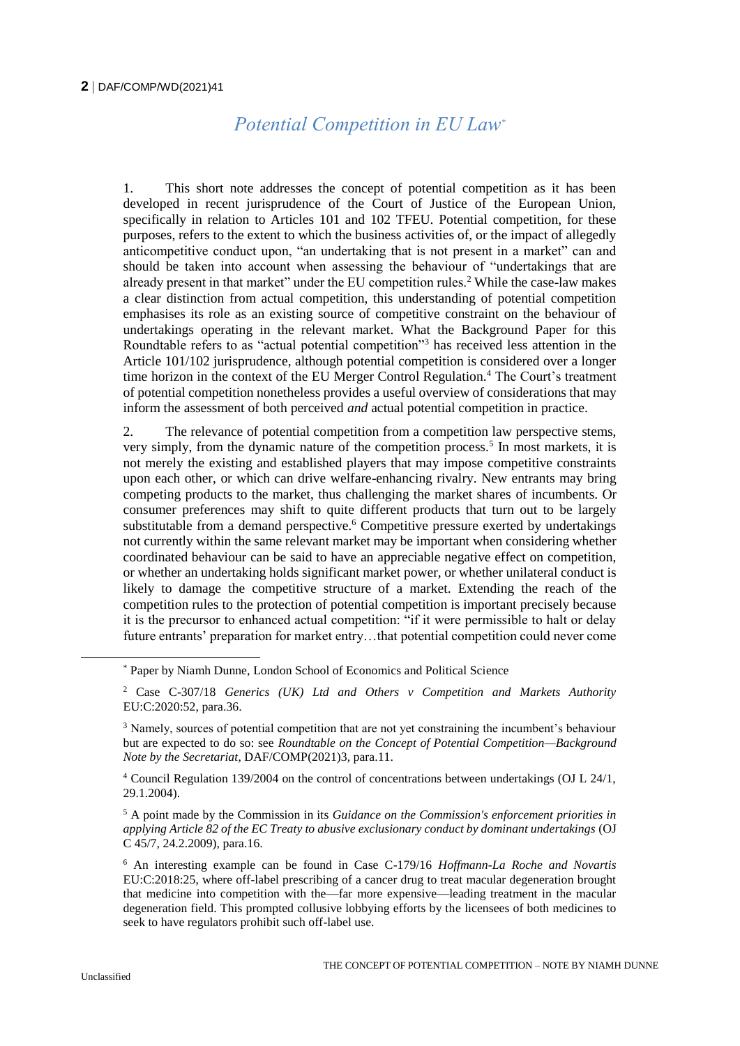# *Potential Competition in EU Law*[*]

1. This short note addresses the concept of potential competition as it has been developed in recent jurisprudence of the Court of Justice of the European Union, specifically in relation to Articles 101 and 102 TFEU. Potential competition, for these purposes, refers to the extent to which the business activities of, or the impact of allegedly anticompetitive conduct upon, "an undertaking that is not present in a market" can and should be taken into account when assessing the behaviour of "undertakings that are already present in that market" under the EU competition rules.[2] While the case-law makes a clear distinction from actual competition, this understanding of potential competition emphasises its role as an existing source of competitive constraint on the behaviour of undertakings operating in the relevant market. What the Background Paper for this Roundtable refers to as "actual potential competition"[3] has received less attention in the Article 101/102 jurisprudence, although potential competition is considered over a longer time horizon in the context of the EU Merger Control Regulation.[4] The Court's treatment of potential competition nonetheless provides a useful overview of considerations that may inform the assessment of both perceived *and* actual potential competition in practice.

2. The relevance of potential competition from a competition law perspective stems, very simply, from the dynamic nature of the competition process.[5] In most markets, it is not merely the existing and established players that may impose competitive constraints upon each other, or which can drive welfare-enhancing rivalry. New entrants may bring competing products to the market, thus challenging the market shares of incumbents. Or consumer preferences may shift to quite different products that turn out to be largely substitutable from a demand perspective.[6] Competitive pressure exerted by undertakings not currently within the same relevant market may be important when considering whether coordinated behaviour can be said to have an appreciable negative effect on competition, or whether an undertaking holds significant market power, or whether unilateral conduct is likely to damage the competitive structure of a market. Extending the reach of the competition rules to the protection of potential competition is important precisely because it is the precursor to enhanced actual competition: "if it were permissible to halt or delay future entrants' preparation for market entry…that potential competition could never come

---

[*] Paper by Niamh Dunne, London School of Economics and Political Science

[2] Case C-307/18 *Generics (UK) Ltd and Others v Competition and Markets Authority* EU:C:2020:52, para.36.

[3] Namely, sources of potential competition that are not yet constraining the incumbent's behaviour but are expected to do so: see *Roundtable on the Concept of Potential Competition—Background Note by the Secretariat*, DAF/COMP(2021)3, para.11.

[4] Council Regulation 139/2004 on the control of concentrations between undertakings (OJ L 24/1, 29.1.2004).

[5] A point made by the Commission in its *Guidance on the Commission's enforcement priorities in applying Article 82 of the EC Treaty to abusive exclusionary conduct by dominant undertakings* (OJ C 45/7, 24.2.2009), para.16.

[6] An interesting example can be found in Case C-179/16 *Hoffmann-La Roche and Novartis* EU:C:2018:25, where off-label prescribing of a cancer drug to treat macular degeneration brought that medicine into competition with the—far more expensive—leading treatment in the macular degeneration field. This prompted collusive lobbying efforts by the licensees of both medicines to seek to have regulators prohibit such off-label use.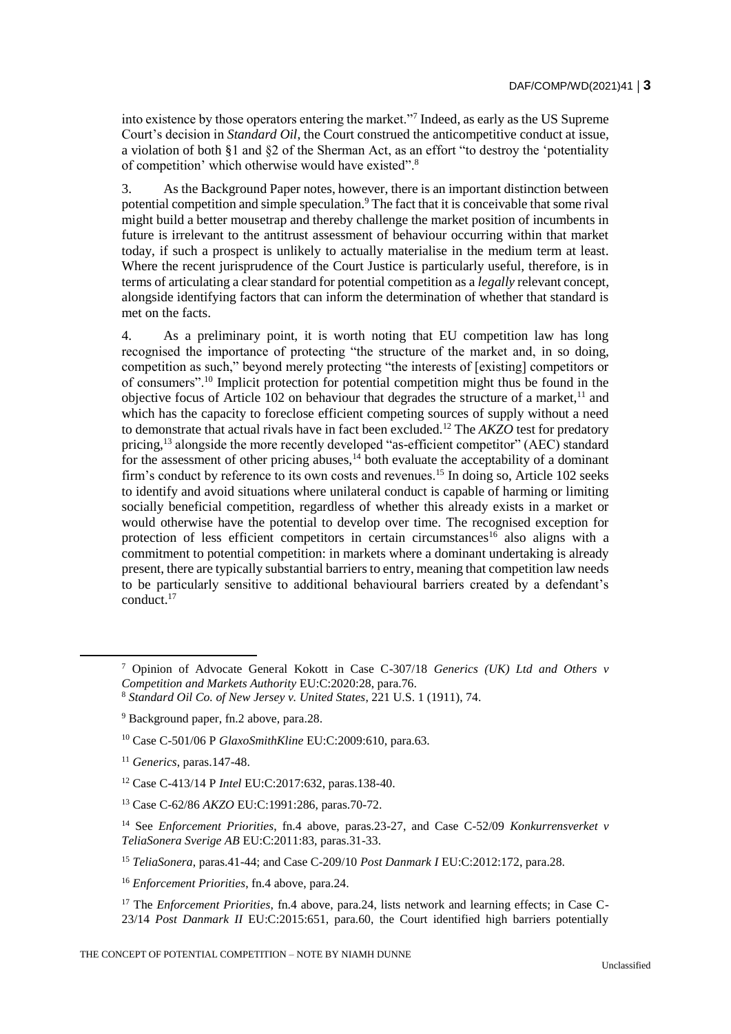into existence by those operators entering the market."[7] Indeed, as early as the US Supreme Court's decision in *Standard Oil*, the Court construed the anticompetitive conduct at issue, a violation of both §1 and §2 of the Sherman Act, as an effort "to destroy the 'potentiality of competition' which otherwise would have existed".[8]

3. As the Background Paper notes, however, there is an important distinction between potential competition and simple speculation.[9] The fact that it is conceivable that some rival might build a better mousetrap and thereby challenge the market position of incumbents in future is irrelevant to the antitrust assessment of behaviour occurring within that market today, if such a prospect is unlikely to actually materialise in the medium term at least. Where the recent jurisprudence of the Court Justice is particularly useful, therefore, is in terms of articulating a clear standard for potential competition as a *legally* relevant concept, alongside identifying factors that can inform the determination of whether that standard is met on the facts.

4. As a preliminary point, it is worth noting that EU competition law has long recognised the importance of protecting "the structure of the market and, in so doing, competition as such," beyond merely protecting "the interests of [existing] competitors or of consumers".[10] Implicit protection for potential competition might thus be found in the objective focus of Article 102 on behaviour that degrades the structure of a market,[11] and which has the capacity to foreclose efficient competing sources of supply without a need to demonstrate that actual rivals have in fact been excluded.[12] The *AKZO* test for predatory pricing,[13] alongside the more recently developed "as-efficient competitor" (AEC) standard for the assessment of other pricing abuses,[14] both evaluate the acceptability of a dominant firm's conduct by reference to its own costs and revenues.[15] In doing so, Article 102 seeks to identify and avoid situations where unilateral conduct is capable of harming or limiting socially beneficial competition, regardless of whether this already exists in a market or would otherwise have the potential to develop over time. The recognised exception for protection of less efficient competitors in certain circumstances[16] also aligns with a commitment to potential competition: in markets where a dominant undertaking is already present, there are typically substantial barriers to entry, meaning that competition law needs to be particularly sensitive to additional behavioural barriers created by a defendant's conduct.[17]

---

[7] Opinion of Advocate General Kokott in Case C-307/18 *Generics (UK) Ltd and Others v Competition and Markets Authority* EU:C:2020:28, para.76.

[8] *Standard Oil Co. of New Jersey v. United States*, 221 U.S. 1 (1911), 74.

[9] Background paper, fn.2 above, para.28.

[10] Case C-501/06 P *GlaxoSmithKline* EU:C:2009:610, para.63.

[11] *Generics*, paras.147-48.

[12] Case C-413/14 P *Intel* EU:C:2017:632, paras.138-40.

[13] Case C-62/86 *AKZO* EU:C:1991:286, paras.70-72.

[14] See *Enforcement Priorities*, fn.4 above, paras.23-27, and Case C-52/09 *Konkurrensverket v TeliaSonera Sverige AB* EU:C:2011:83, paras.31-33.

[15] *TeliaSonera*, paras.41-44; and Case C-209/10 *Post Danmark I* EU:C:2012:172, para.28.

[16] *Enforcement Priorities*, fn.4 above, para.24.

[17] The *Enforcement Priorities*, fn.4 above, para.24, lists network and learning effects; in Case C-23/14 *Post Danmark II* EU:C:2015:651, para.60, the Court identified high barriers potentially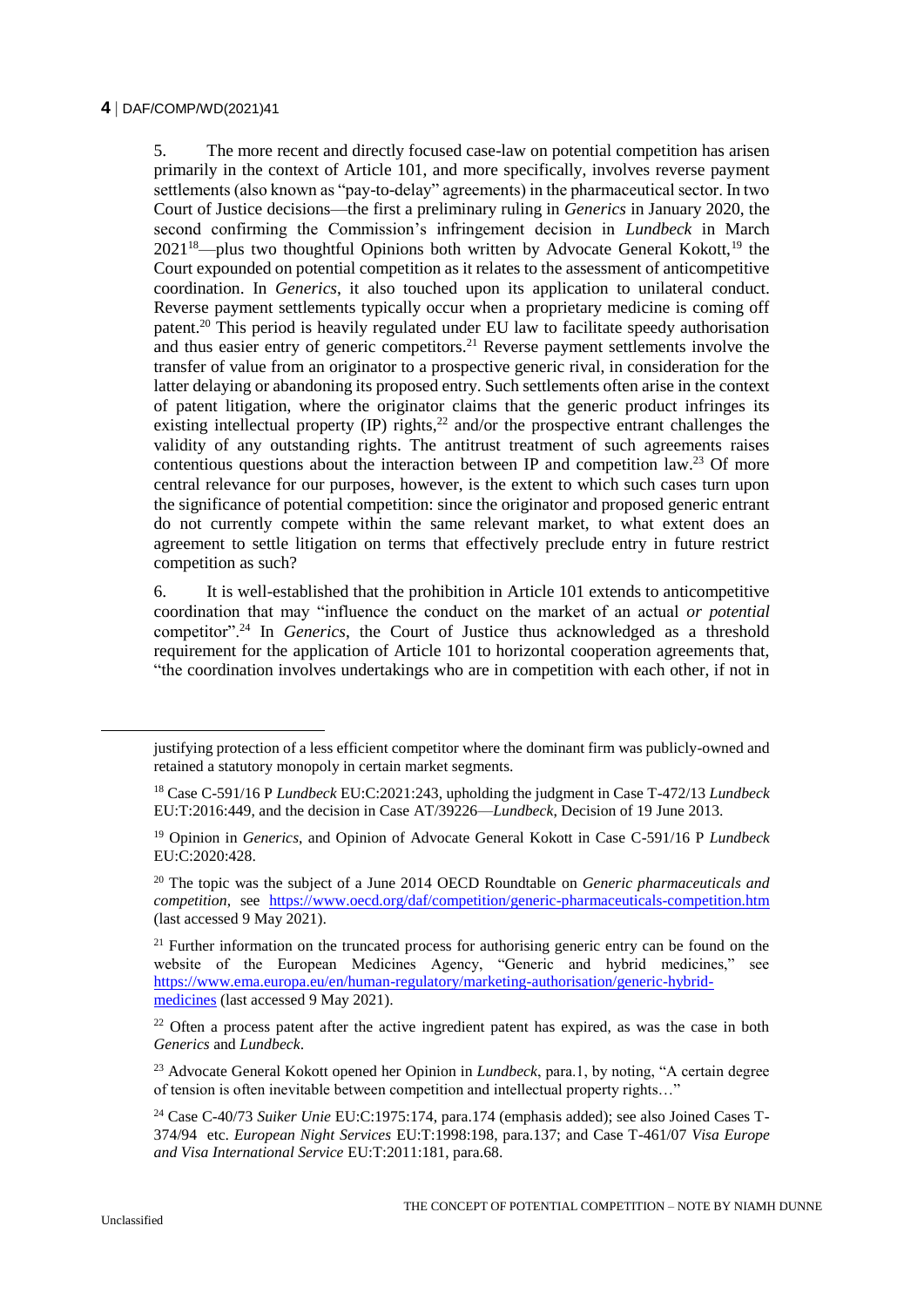5. The more recent and directly focused case-law on potential competition has arisen primarily in the context of Article 101, and more specifically, involves reverse payment settlements (also known as "pay-to-delay" agreements) in the pharmaceutical sector. In two Court of Justice decisions—the first a preliminary ruling in *Generics* in January 2020, the second confirming the Commission's infringement decision in *Lundbeck* in March 2021[18]—plus two thoughtful Opinions both written by Advocate General Kokott,[19] the Court expounded on potential competition as it relates to the assessment of anticompetitive coordination. In *Generics*, it also touched upon its application to unilateral conduct. Reverse payment settlements typically occur when a proprietary medicine is coming off patent.[20] This period is heavily regulated under EU law to facilitate speedy authorisation and thus easier entry of generic competitors.[21] Reverse payment settlements involve the transfer of value from an originator to a prospective generic rival, in consideration for the latter delaying or abandoning its proposed entry. Such settlements often arise in the context of patent litigation, where the originator claims that the generic product infringes its existing intellectual property (IP) rights,[22] and/or the prospective entrant challenges the validity of any outstanding rights. The antitrust treatment of such agreements raises contentious questions about the interaction between IP and competition law.[23] Of more central relevance for our purposes, however, is the extent to which such cases turn upon the significance of potential competition: since the originator and proposed generic entrant do not currently compete within the same relevant market, to what extent does an agreement to settle litigation on terms that effectively preclude entry in future restrict competition as such?

6. It is well-established that the prohibition in Article 101 extends to anticompetitive coordination that may "influence the conduct on the market of an actual *or potential* competitor".[24] In *Generics*, the Court of Justice thus acknowledged as a threshold requirement for the application of Article 101 to horizontal cooperation agreements that, "the coordination involves undertakings who are in competition with each other, if not in

---

justifying protection of a less efficient competitor where the dominant firm was publicly-owned and retained a statutory monopoly in certain market segments.

[18] Case C-591/16 P *Lundbeck* EU:C:2021:243, upholding the judgment in Case T-472/13 *Lundbeck* EU:T:2016:449, and the decision in Case AT/39226—*Lundbeck*, Decision of 19 June 2013.

[19] Opinion in *Generics*, and Opinion of Advocate General Kokott in Case C-591/16 P *Lundbeck* EU:C:2020:428.

[20] The topic was the subject of a June 2014 OECD Roundtable on *Generic pharmaceuticals and competition*, see https://www.oecd.org/daf/competition/generic-pharmaceuticals-competition.htm (last accessed 9 May 2021).

[21] Further information on the truncated process for authorising generic entry can be found on the website of the European Medicines Agency, "Generic and hybrid medicines," see https://www.ema.europa.eu/en/human-regulatory/marketing-authorisation/generic-hybrid-medicines (last accessed 9 May 2021).

[22] Often a process patent after the active ingredient patent has expired, as was the case in both *Generics* and *Lundbeck*.

[23] Advocate General Kokott opened her Opinion in *Lundbeck*, para.1, by noting, "A certain degree of tension is often inevitable between competition and intellectual property rights…"

[24] Case C-40/73 *Suiker Unie* EU:C:1975:174, para.174 (emphasis added); see also Joined Cases T-374/94 etc. *European Night Services* EU:T:1998:198, para.137; and Case T-461/07 *Visa Europe and Visa International Service* EU:T:2011:181, para.68.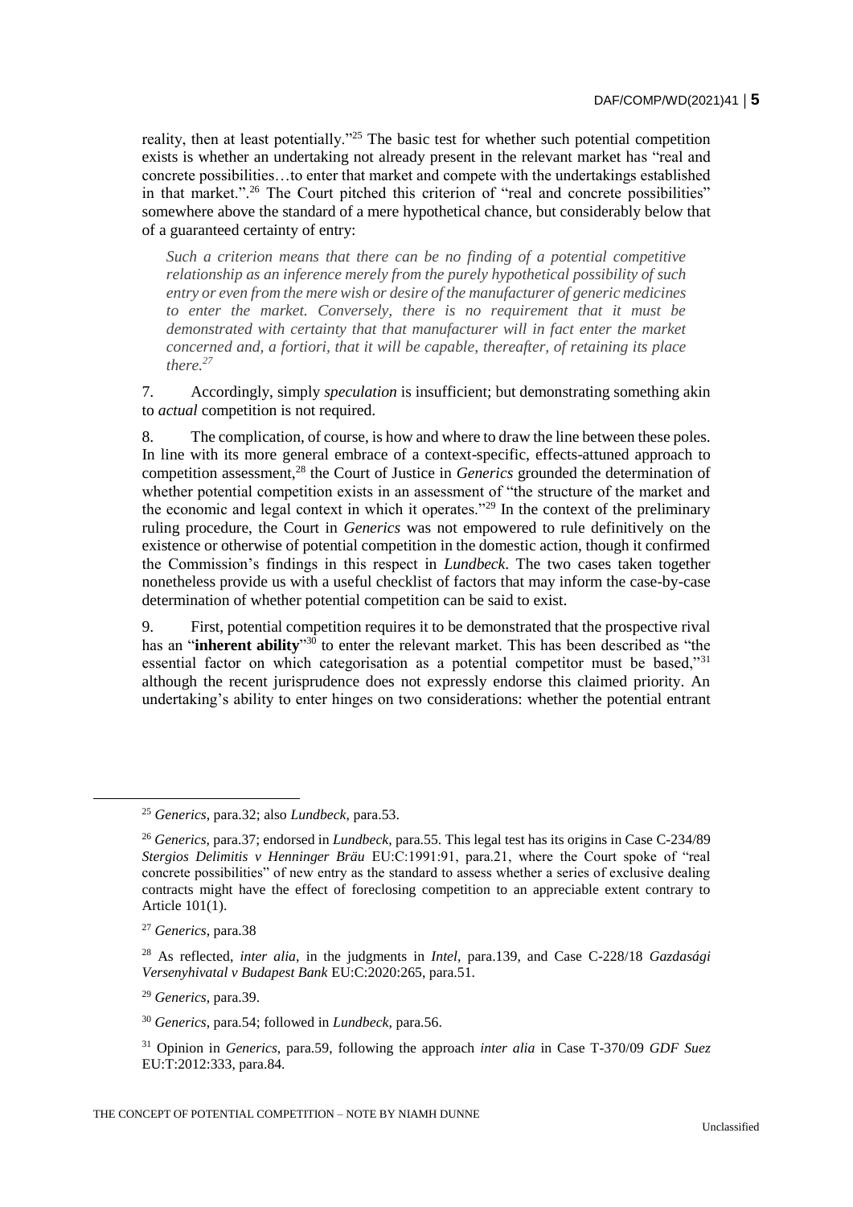reality, then at least potentially."[25] The basic test for whether such potential competition exists is whether an undertaking not already present in the relevant market has "real and concrete possibilities…to enter that market and compete with the undertakings established in that market.".[26] The Court pitched this criterion of "real and concrete possibilities" somewhere above the standard of a mere hypothetical chance, but considerably below that of a guaranteed certainty of entry:

> *Such a criterion means that there can be no finding of a potential competitive relationship as an inference merely from the purely hypothetical possibility of such entry or even from the mere wish or desire of the manufacturer of generic medicines to enter the market. Conversely, there is no requirement that it must be demonstrated with certainty that that manufacturer will in fact enter the market concerned and, a fortiori, that it will be capable, thereafter, of retaining its place there.*[27]

7. Accordingly, simply *speculation* is insufficient; but demonstrating something akin to *actual* competition is not required.

8. The complication, of course, is how and where to draw the line between these poles. In line with its more general embrace of a context-specific, effects-attuned approach to competition assessment,[28] the Court of Justice in *Generics* grounded the determination of whether potential competition exists in an assessment of "the structure of the market and the economic and legal context in which it operates."[29] In the context of the preliminary ruling procedure, the Court in *Generics* was not empowered to rule definitively on the existence or otherwise of potential competition in the domestic action, though it confirmed the Commission's findings in this respect in *Lundbeck*. The two cases taken together nonetheless provide us with a useful checklist of factors that may inform the case-by-case determination of whether potential competition can be said to exist.

9. First, potential competition requires it to be demonstrated that the prospective rival has an "**inherent ability**"[30] to enter the relevant market. This has been described as "the essential factor on which categorisation as a potential competitor must be based,"[31] although the recent jurisprudence does not expressly endorse this claimed priority. An undertaking's ability to enter hinges on two considerations: whether the potential entrant

---

[25] *Generics*, para.32; also *Lundbeck*, para.53.

[26] *Generics*, para.37; endorsed in *Lundbeck*, para.55. This legal test has its origins in Case C-234/89 *Stergios Delimitis v Henninger Bräu* EU:C:1991:91, para.21, where the Court spoke of "real concrete possibilities" of new entry as the standard to assess whether a series of exclusive dealing contracts might have the effect of foreclosing competition to an appreciable extent contrary to Article 101(1).

[27] *Generics*, para.38

[28] As reflected, *inter alia*, in the judgments in *Intel*, para.139, and Case C-228/18 *Gazdasági Versenyhivatal v Budapest Bank* EU:C:2020:265, para.51.

[29] *Generics*, para.39.

[30] *Generics*, para.54; followed in *Lundbeck*, para.56.

[31] Opinion in *Generics*, para.59, following the approach *inter alia* in Case T-370/09 *GDF Suez* EU:T:2012:333, para.84.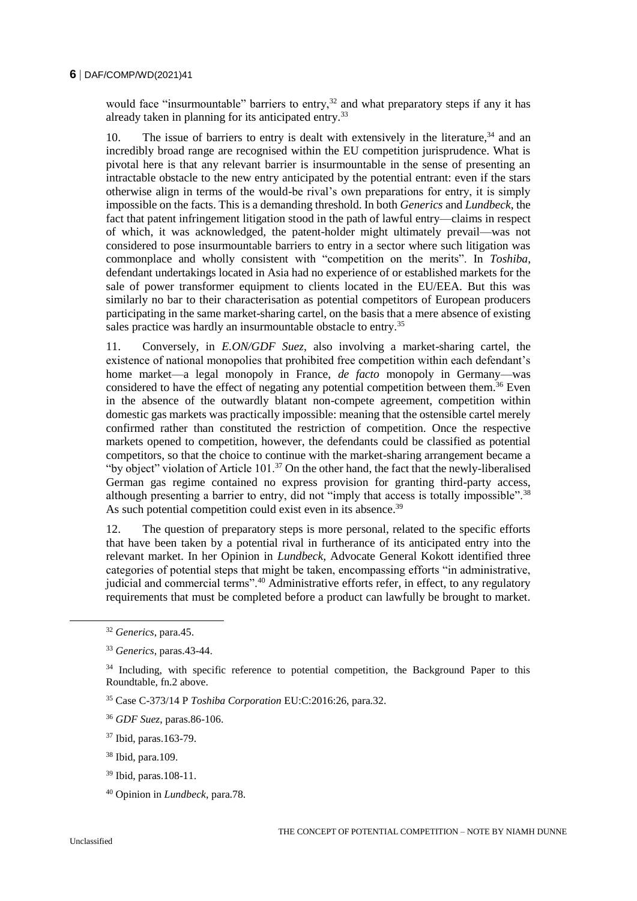would face "insurmountable" barriers to entry,[32] and what preparatory steps if any it has already taken in planning for its anticipated entry.[33]

10. The issue of barriers to entry is dealt with extensively in the literature,[34] and an incredibly broad range are recognised within the EU competition jurisprudence. What is pivotal here is that any relevant barrier is insurmountable in the sense of presenting an intractable obstacle to the new entry anticipated by the potential entrant: even if the stars otherwise align in terms of the would-be rival's own preparations for entry, it is simply impossible on the facts. This is a demanding threshold. In both *Generics* and *Lundbeck*, the fact that patent infringement litigation stood in the path of lawful entry—claims in respect of which, it was acknowledged, the patent-holder might ultimately prevail—was not considered to pose insurmountable barriers to entry in a sector where such litigation was commonplace and wholly consistent with "competition on the merits". In *Toshiba*, defendant undertakings located in Asia had no experience of or established markets for the sale of power transformer equipment to clients located in the EU/EEA. But this was similarly no bar to their characterisation as potential competitors of European producers participating in the same market-sharing cartel, on the basis that a mere absence of existing sales practice was hardly an insurmountable obstacle to entry.[35]

11. Conversely, in *E.ON/GDF Suez*, also involving a market-sharing cartel, the existence of national monopolies that prohibited free competition within each defendant's home market—a legal monopoly in France, *de facto* monopoly in Germany—was considered to have the effect of negating any potential competition between them.[36] Even in the absence of the outwardly blatant non-compete agreement, competition within domestic gas markets was practically impossible: meaning that the ostensible cartel merely confirmed rather than constituted the restriction of competition. Once the respective markets opened to competition, however, the defendants could be classified as potential competitors, so that the choice to continue with the market-sharing arrangement became a "by object" violation of Article 101.[37] On the other hand, the fact that the newly-liberalised German gas regime contained no express provision for granting third-party access, although presenting a barrier to entry, did not "imply that access is totally impossible".[38] As such potential competition could exist even in its absence.[39]

12. The question of preparatory steps is more personal, related to the specific efforts that have been taken by a potential rival in furtherance of its anticipated entry into the relevant market. In her Opinion in *Lundbeck*, Advocate General Kokott identified three categories of potential steps that might be taken, encompassing efforts "in administrative, judicial and commercial terms".[40] Administrative efforts refer, in effect, to any regulatory requirements that must be completed before a product can lawfully be brought to market.

---

[32] *Generics*, para.45.

[33] *Generics*, paras.43-44.

[34] Including, with specific reference to potential competition, the Background Paper to this Roundtable, fn.2 above.

[35] Case C-373/14 P *Toshiba Corporation* EU:C:2016:26, para.32.

[36] *GDF Suez*, paras.86-106.

[37] Ibid, paras.163-79.

[38] Ibid, para.109.

[39] Ibid, paras.108-11.

[40] Opinion in *Lundbeck*, para.78.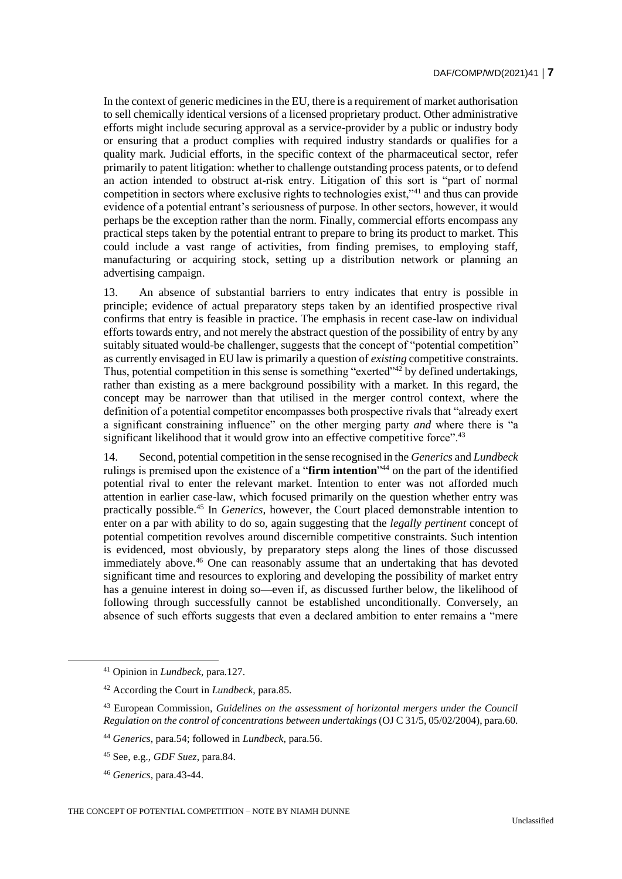In the context of generic medicines in the EU, there is a requirement of market authorisation to sell chemically identical versions of a licensed proprietary product. Other administrative efforts might include securing approval as a service-provider by a public or industry body or ensuring that a product complies with required industry standards or qualifies for a quality mark. Judicial efforts, in the specific context of the pharmaceutical sector, refer primarily to patent litigation: whether to challenge outstanding process patents, or to defend an action intended to obstruct at-risk entry. Litigation of this sort is "part of normal competition in sectors where exclusive rights to technologies exist,"[41] and thus can provide evidence of a potential entrant's seriousness of purpose. In other sectors, however, it would perhaps be the exception rather than the norm. Finally, commercial efforts encompass any practical steps taken by the potential entrant to prepare to bring its product to market. This could include a vast range of activities, from finding premises, to employing staff, manufacturing or acquiring stock, setting up a distribution network or planning an advertising campaign.

13. An absence of substantial barriers to entry indicates that entry is possible in principle; evidence of actual preparatory steps taken by an identified prospective rival confirms that entry is feasible in practice. The emphasis in recent case-law on individual efforts towards entry, and not merely the abstract question of the possibility of entry by any suitably situated would-be challenger, suggests that the concept of "potential competition" as currently envisaged in EU law is primarily a question of *existing* competitive constraints. Thus, potential competition in this sense is something "exerted"[42] by defined undertakings, rather than existing as a mere background possibility with a market. In this regard, the concept may be narrower than that utilised in the merger control context, where the definition of a potential competitor encompasses both prospective rivals that "already exert a significant constraining influence" on the other merging party *and* where there is "a significant likelihood that it would grow into an effective competitive force".[43]

14. Second, potential competition in the sense recognised in the *Generics* and *Lundbeck* rulings is premised upon the existence of a "**firm intention**"[44] on the part of the identified potential rival to enter the relevant market. Intention to enter was not afforded much attention in earlier case-law, which focused primarily on the question whether entry was practically possible.[45] In *Generics*, however, the Court placed demonstrable intention to enter on a par with ability to do so, again suggesting that the *legally pertinent* concept of potential competition revolves around discernible competitive constraints. Such intention is evidenced, most obviously, by preparatory steps along the lines of those discussed immediately above.[46] One can reasonably assume that an undertaking that has devoted significant time and resources to exploring and developing the possibility of market entry has a genuine interest in doing so—even if, as discussed further below, the likelihood of following through successfully cannot be established unconditionally. Conversely, an absence of such efforts suggests that even a declared ambition to enter remains a "mere

[41] Opinion in *Lundbeck*, para.127.

[42] According the Court in *Lundbeck*, para.85.

[43] European Commission, *Guidelines on the assessment of horizontal mergers under the Council Regulation on the control of concentrations between undertakings* (OJ C 31/5, 05/02/2004), para.60.

[44] *Generics*, para.54; followed in *Lundbeck*, para.56.

[45] See, e.g., *GDF Suez*, para.84.

[46] *Generics*, para.43-44.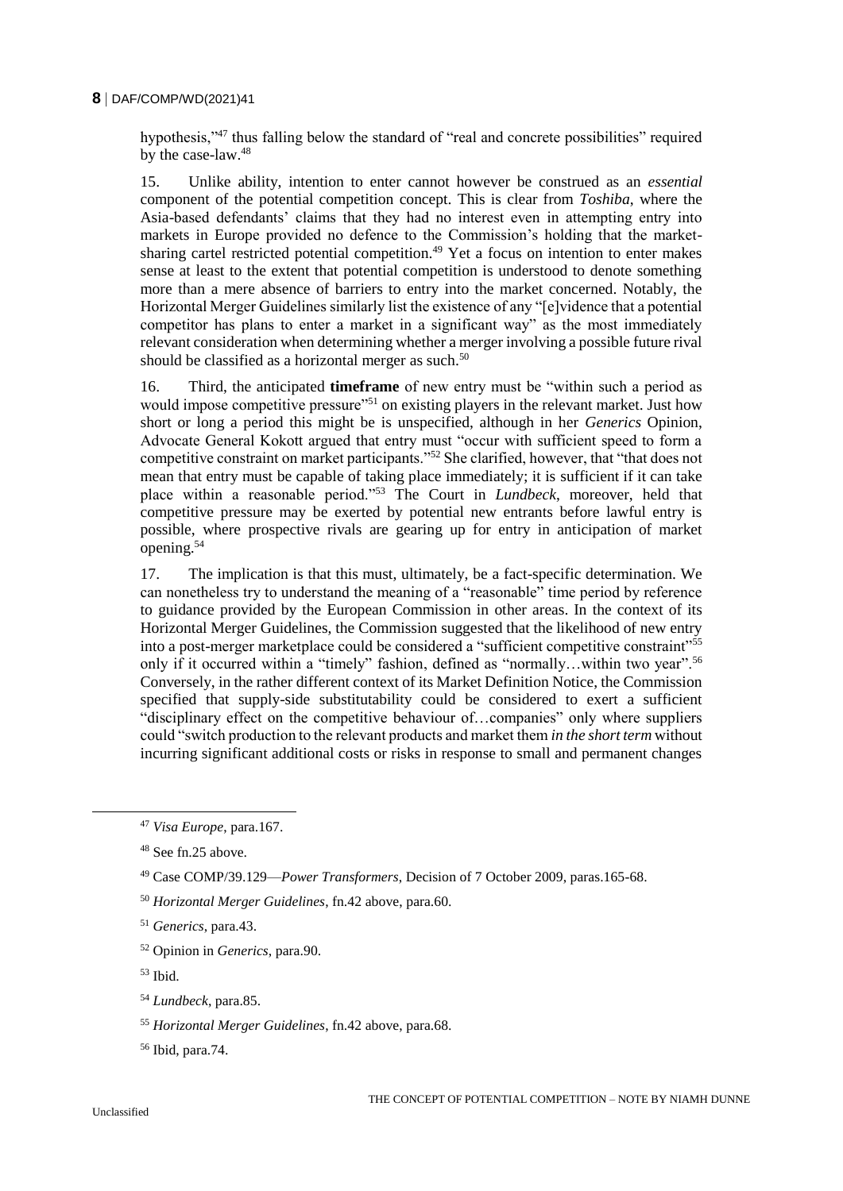hypothesis,"[47] thus falling below the standard of "real and concrete possibilities" required by the case-law.[48]

15. Unlike ability, intention to enter cannot however be construed as an *essential* component of the potential competition concept. This is clear from *Toshiba*, where the Asia-based defendants' claims that they had no interest even in attempting entry into markets in Europe provided no defence to the Commission's holding that the market-sharing cartel restricted potential competition.[49] Yet a focus on intention to enter makes sense at least to the extent that potential competition is understood to denote something more than a mere absence of barriers to entry into the market concerned. Notably, the Horizontal Merger Guidelines similarly list the existence of any "[e]vidence that a potential competitor has plans to enter a market in a significant way" as the most immediately relevant consideration when determining whether a merger involving a possible future rival should be classified as a horizontal merger as such.[50]

16. Third, the anticipated **timeframe** of new entry must be "within such a period as would impose competitive pressure"[51] on existing players in the relevant market. Just how short or long a period this might be is unspecified, although in her *Generics* Opinion, Advocate General Kokott argued that entry must "occur with sufficient speed to form a competitive constraint on market participants."[52] She clarified, however, that "that does not mean that entry must be capable of taking place immediately; it is sufficient if it can take place within a reasonable period."[53] The Court in *Lundbeck*, moreover, held that competitive pressure may be exerted by potential new entrants before lawful entry is possible, where prospective rivals are gearing up for entry in anticipation of market opening.[54]

17. The implication is that this must, ultimately, be a fact-specific determination. We can nonetheless try to understand the meaning of a "reasonable" time period by reference to guidance provided by the European Commission in other areas. In the context of its Horizontal Merger Guidelines, the Commission suggested that the likelihood of new entry into a post-merger marketplace could be considered a "sufficient competitive constraint"[55] only if it occurred within a "timely" fashion, defined as "normally…within two year".[56] Conversely, in the rather different context of its Market Definition Notice, the Commission specified that supply-side substitutability could be considered to exert a sufficient "disciplinary effect on the competitive behaviour of…companies" only where suppliers could "switch production to the relevant products and market them *in the short term* without incurring significant additional costs or risks in response to small and permanent changes

---

[47] *Visa Europe*, para.167.

[48] See fn.25 above.

[49] Case COMP/39.129—*Power Transformers*, Decision of 7 October 2009, paras.165-68.

[50] *Horizontal Merger Guidelines*, fn.42 above, para.60.

[51] *Generics*, para.43.

[52] Opinion in *Generics*, para.90.

[53] Ibid.

[54] *Lundbeck*, para.85.

[55] *Horizontal Merger Guidelines*, fn.42 above, para.68.

[56] Ibid, para.74.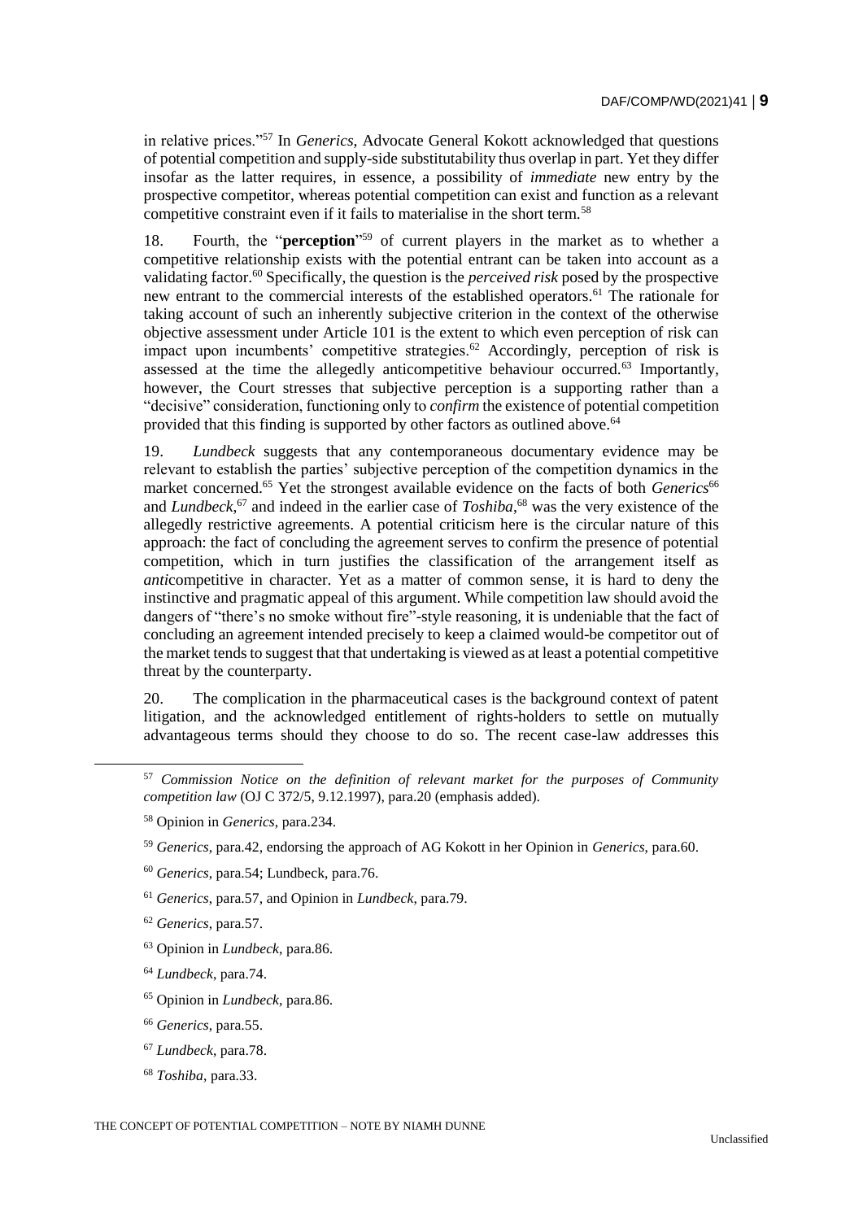in relative prices."[57] In *Generics*, Advocate General Kokott acknowledged that questions of potential competition and supply-side substitutability thus overlap in part. Yet they differ insofar as the latter requires, in essence, a possibility of *immediate* new entry by the prospective competitor, whereas potential competition can exist and function as a relevant competitive constraint even if it fails to materialise in the short term.[58]

18. Fourth, the "**perception**"[59] of current players in the market as to whether a competitive relationship exists with the potential entrant can be taken into account as a validating factor.[60] Specifically, the question is the *perceived risk* posed by the prospective new entrant to the commercial interests of the established operators.[61] The rationale for taking account of such an inherently subjective criterion in the context of the otherwise objective assessment under Article 101 is the extent to which even perception of risk can impact upon incumbents' competitive strategies.[62] Accordingly, perception of risk is assessed at the time the allegedly anticompetitive behaviour occurred.[63] Importantly, however, the Court stresses that subjective perception is a supporting rather than a "decisive" consideration, functioning only to *confirm* the existence of potential competition provided that this finding is supported by other factors as outlined above.[64]

19. *Lundbeck* suggests that any contemporaneous documentary evidence may be relevant to establish the parties' subjective perception of the competition dynamics in the market concerned.[65] Yet the strongest available evidence on the facts of both *Generics*[66] and *Lundbeck*,[67] and indeed in the earlier case of *Toshiba*,[68] was the very existence of the allegedly restrictive agreements. A potential criticism here is the circular nature of this approach: the fact of concluding the agreement serves to confirm the presence of potential competition, which in turn justifies the classification of the arrangement itself as *anti*competitive in character. Yet as a matter of common sense, it is hard to deny the instinctive and pragmatic appeal of this argument. While competition law should avoid the dangers of "there's no smoke without fire"-style reasoning, it is undeniable that the fact of concluding an agreement intended precisely to keep a claimed would-be competitor out of the market tends to suggest that that undertaking is viewed as at least a potential competitive threat by the counterparty.

20. The complication in the pharmaceutical cases is the background context of patent litigation, and the acknowledged entitlement of rights-holders to settle on mutually advantageous terms should they choose to do so. The recent case-law addresses this

---

[57] *Commission Notice on the definition of relevant market for the purposes of Community competition law* (OJ C 372/5, 9.12.1997), para.20 (emphasis added).

[58] Opinion in *Generics*, para.234.

[59] *Generics*, para.42, endorsing the approach of AG Kokott in her Opinion in *Generics*, para.60.

[60] *Generics*, para.54; Lundbeck, para.76.

[61] *Generics*, para.57, and Opinion in *Lundbeck*, para.79.

[62] *Generics*, para.57.

[63] Opinion in *Lundbeck*, para.86.

[64] *Lundbeck*, para.74.

[65] Opinion in *Lundbeck*, para.86.

[66] *Generics*, para.55.

[67] *Lundbeck*, para.78.

[68] *Toshiba*, para.33.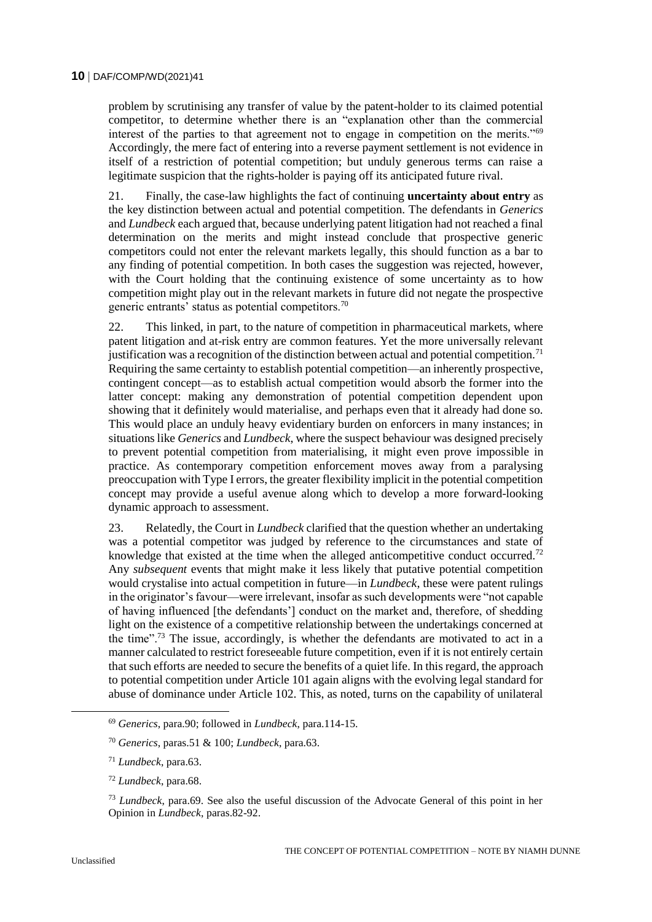problem by scrutinising any transfer of value by the patent-holder to its claimed potential competitor, to determine whether there is an "explanation other than the commercial interest of the parties to that agreement not to engage in competition on the merits."[69] Accordingly, the mere fact of entering into a reverse payment settlement is not evidence in itself of a restriction of potential competition; but unduly generous terms can raise a legitimate suspicion that the rights-holder is paying off its anticipated future rival.

21. Finally, the case-law highlights the fact of continuing **uncertainty about entry** as the key distinction between actual and potential competition. The defendants in *Generics* and *Lundbeck* each argued that, because underlying patent litigation had not reached a final determination on the merits and might instead conclude that prospective generic competitors could not enter the relevant markets legally, this should function as a bar to any finding of potential competition. In both cases the suggestion was rejected, however, with the Court holding that the continuing existence of some uncertainty as to how competition might play out in the relevant markets in future did not negate the prospective generic entrants' status as potential competitors.[70]

22. This linked, in part, to the nature of competition in pharmaceutical markets, where patent litigation and at-risk entry are common features. Yet the more universally relevant justification was a recognition of the distinction between actual and potential competition.[71] Requiring the same certainty to establish potential competition—an inherently prospective, contingent concept—as to establish actual competition would absorb the former into the latter concept: making any demonstration of potential competition dependent upon showing that it definitely would materialise, and perhaps even that it already had done so. This would place an unduly heavy evidentiary burden on enforcers in many instances; in situations like *Generics* and *Lundbeck*, where the suspect behaviour was designed precisely to prevent potential competition from materialising, it might even prove impossible in practice. As contemporary competition enforcement moves away from a paralysing preoccupation with Type I errors, the greater flexibility implicit in the potential competition concept may provide a useful avenue along which to develop a more forward-looking dynamic approach to assessment.

23. Relatedly, the Court in *Lundbeck* clarified that the question whether an undertaking was a potential competitor was judged by reference to the circumstances and state of knowledge that existed at the time when the alleged anticompetitive conduct occurred.[72] Any *subsequent* events that might make it less likely that putative potential competition would crystalise into actual competition in future—in *Lundbeck*, these were patent rulings in the originator's favour—were irrelevant, insofar as such developments were "not capable of having influenced [the defendants'] conduct on the market and, therefore, of shedding light on the existence of a competitive relationship between the undertakings concerned at the time".[73] The issue, accordingly, is whether the defendants are motivated to act in a manner calculated to restrict foreseeable future competition, even if it is not entirely certain that such efforts are needed to secure the benefits of a quiet life. In this regard, the approach to potential competition under Article 101 again aligns with the evolving legal standard for abuse of dominance under Article 102. This, as noted, turns on the capability of unilateral

[69] *Generics*, para.90; followed in *Lundbeck*, para.114-15.

[70] *Generics*, paras.51 & 100; *Lundbeck*, para.63.

[71] *Lundbeck*, para.63.

[72] *Lundbeck*, para.68.

[73] *Lundbeck*, para.69. See also the useful discussion of the Advocate General of this point in her Opinion in *Lundbeck*, paras.82-92.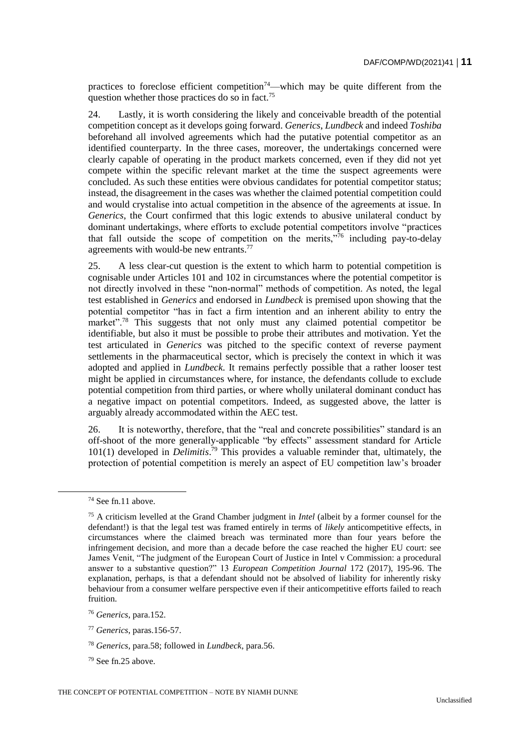practices to foreclose efficient competition[74]—which may be quite different from the question whether those practices do so in fact.[75]

24. Lastly, it is worth considering the likely and conceivable breadth of the potential competition concept as it develops going forward. *Generics*, *Lundbeck* and indeed *Toshiba* beforehand all involved agreements which had the putative potential competitor as an identified counterparty. In the three cases, moreover, the undertakings concerned were clearly capable of operating in the product markets concerned, even if they did not yet compete within the specific relevant market at the time the suspect agreements were concluded. As such these entities were obvious candidates for potential competitor status; instead, the disagreement in the cases was whether the claimed potential competition could and would crystalise into actual competition in the absence of the agreements at issue. In *Generics*, the Court confirmed that this logic extends to abusive unilateral conduct by dominant undertakings, where efforts to exclude potential competitors involve "practices that fall outside the scope of competition on the merits,"[76] including pay-to-delay agreements with would-be new entrants.[77]

25. A less clear-cut question is the extent to which harm to potential competition is cognisable under Articles 101 and 102 in circumstances where the potential competitor is not directly involved in these "non-normal" methods of competition. As noted, the legal test established in *Generics* and endorsed in *Lundbeck* is premised upon showing that the potential competitor "has in fact a firm intention and an inherent ability to entry the market".[78] This suggests that not only must any claimed potential competitor be identifiable, but also it must be possible to probe their attributes and motivation. Yet the test articulated in *Generics* was pitched to the specific context of reverse payment settlements in the pharmaceutical sector, which is precisely the context in which it was adopted and applied in *Lundbeck*. It remains perfectly possible that a rather looser test might be applied in circumstances where, for instance, the defendants collude to exclude potential competition from third parties, or where wholly unilateral dominant conduct has a negative impact on potential competitors. Indeed, as suggested above, the latter is arguably already accommodated within the AEC test.

26. It is noteworthy, therefore, that the "real and concrete possibilities" standard is an off-shoot of the more generally-applicable "by effects" assessment standard for Article 101(1) developed in *Delimitis*.[79] This provides a valuable reminder that, ultimately, the protection of potential competition is merely an aspect of EU competition law's broader

---

[74] See fn.11 above.

[75] A criticism levelled at the Grand Chamber judgment in *Intel* (albeit by a former counsel for the defendant!) is that the legal test was framed entirely in terms of *likely* anticompetitive effects, in circumstances where the claimed breach was terminated more than four years before the infringement decision, and more than a decade before the case reached the higher EU court: see James Venit, "The judgment of the European Court of Justice in Intel v Commission: a procedural answer to a substantive question?" 13 *European Competition Journal* 172 (2017), 195-96. The explanation, perhaps, is that a defendant should not be absolved of liability for inherently risky behaviour from a consumer welfare perspective even if their anticompetitive efforts failed to reach fruition.

[76] *Generics*, para.152.

[77] *Generics*, paras.156-57.

[78] *Generics*, para.58; followed in *Lundbeck*, para.56.

[79] See fn.25 above.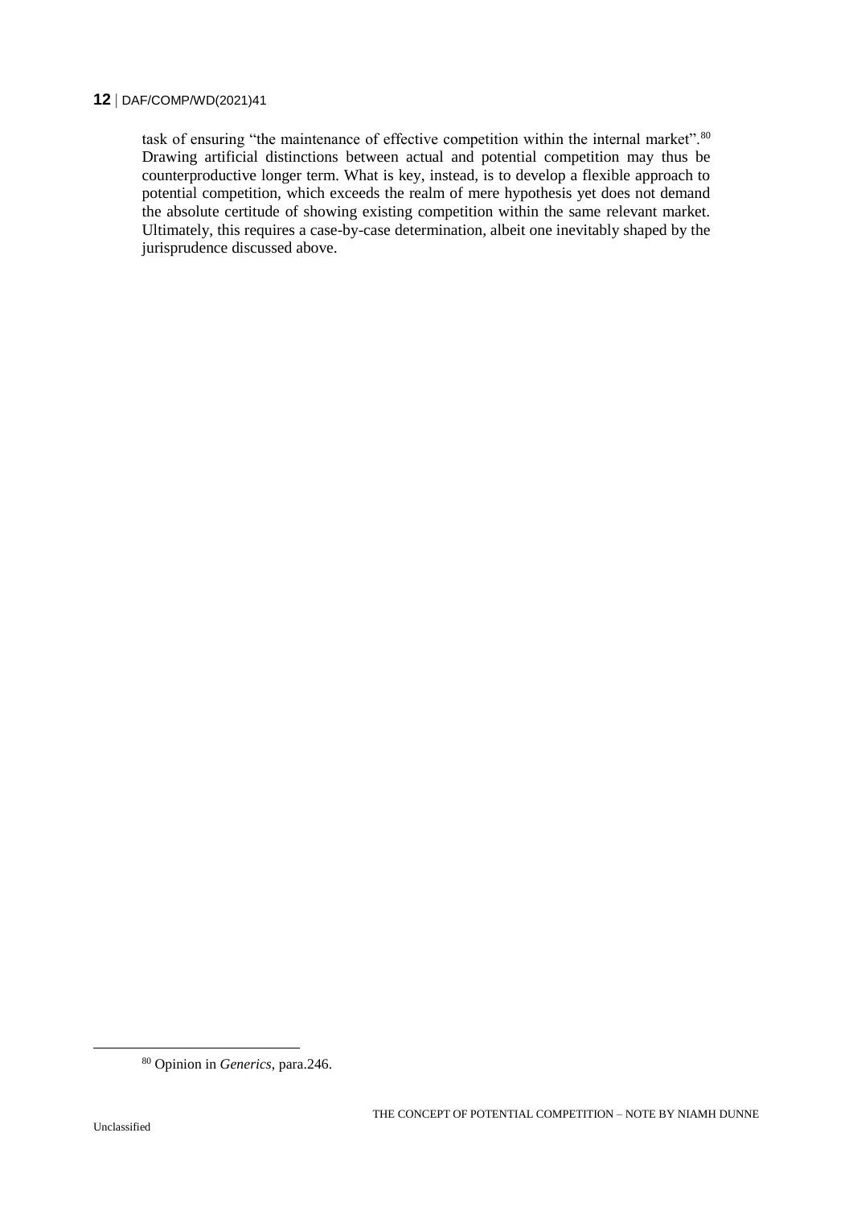task of ensuring "the maintenance of effective competition within the internal market".[80] Drawing artificial distinctions between actual and potential competition may thus be counterproductive longer term. What is key, instead, is to develop a flexible approach to potential competition, which exceeds the realm of mere hypothesis yet does not demand the absolute certitude of showing existing competition within the same relevant market. Ultimately, this requires a case-by-case determination, albeit one inevitably shaped by the jurisprudence discussed above.

[80] Opinion in *Generics*, para.246.